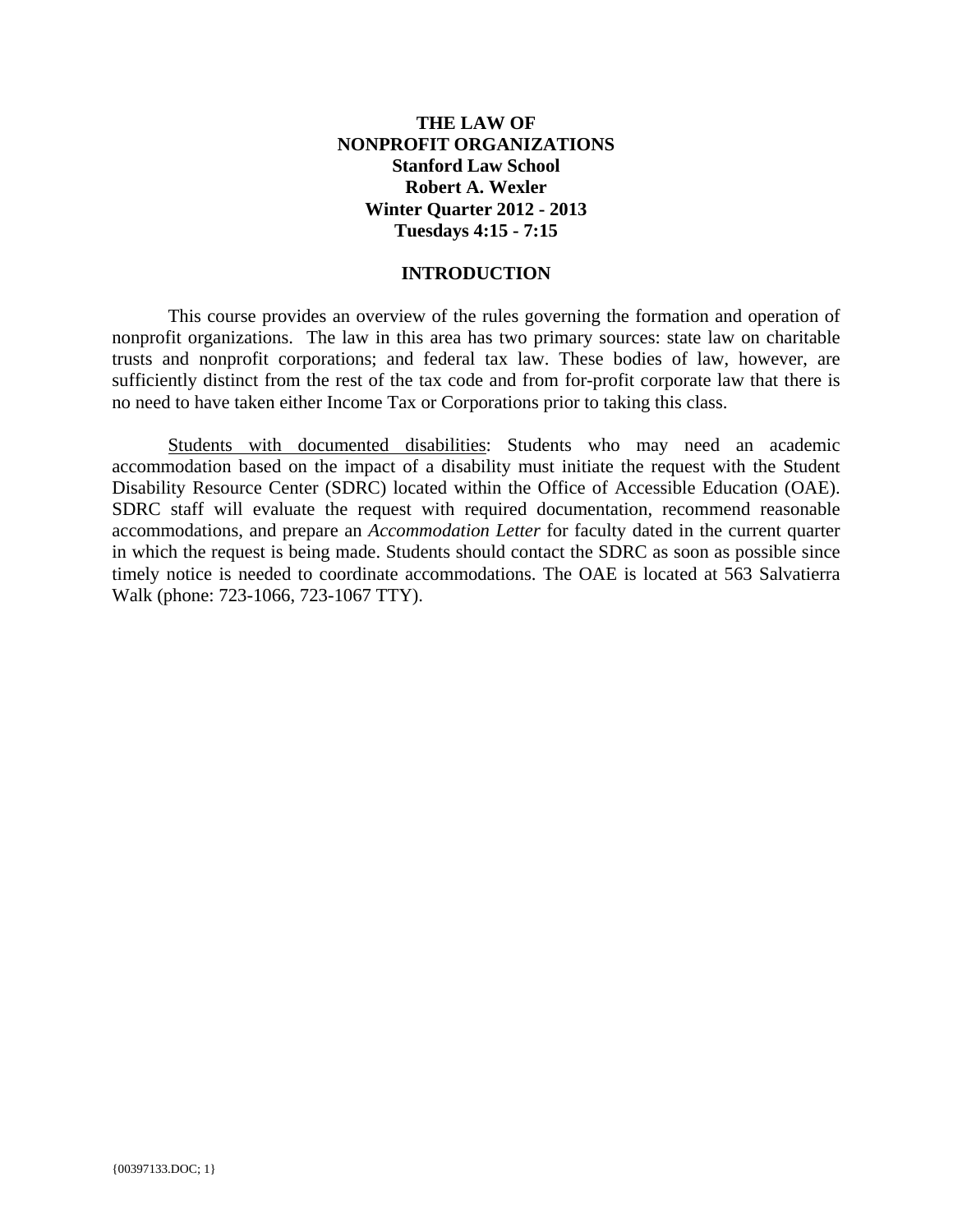# THE LAW OF NONPROFIT ORGANIZATIONS

**Stanford Law School**
**Robert A. Wexler**
**Winter Quarter 2012 - 2013**
**Tuesdays 4:15 - 7:15**

## INTRODUCTION

This course provides an overview of the rules governing the formation and operation of nonprofit organizations. The law in this area has two primary sources: state law on charitable trusts and nonprofit corporations; and federal tax law. These bodies of law, however, are sufficiently distinct from the rest of the tax code and from for-profit corporate law that there is no need to have taken either Income Tax or Corporations prior to taking this class.

<u>Students with documented disabilities</u>: Students who may need an academic accommodation based on the impact of a disability must initiate the request with the Student Disability Resource Center (SDRC) located within the Office of Accessible Education (OAE). SDRC staff will evaluate the request with required documentation, recommend reasonable accommodations, and prepare an *Accommodation Letter* for faculty dated in the current quarter in which the request is being made. Students should contact the SDRC as soon as possible since timely notice is needed to coordinate accommodations. The OAE is located at 563 Salvatierra Walk (phone: 723-1066, 723-1067 TTY).

{00397133.DOC; 1}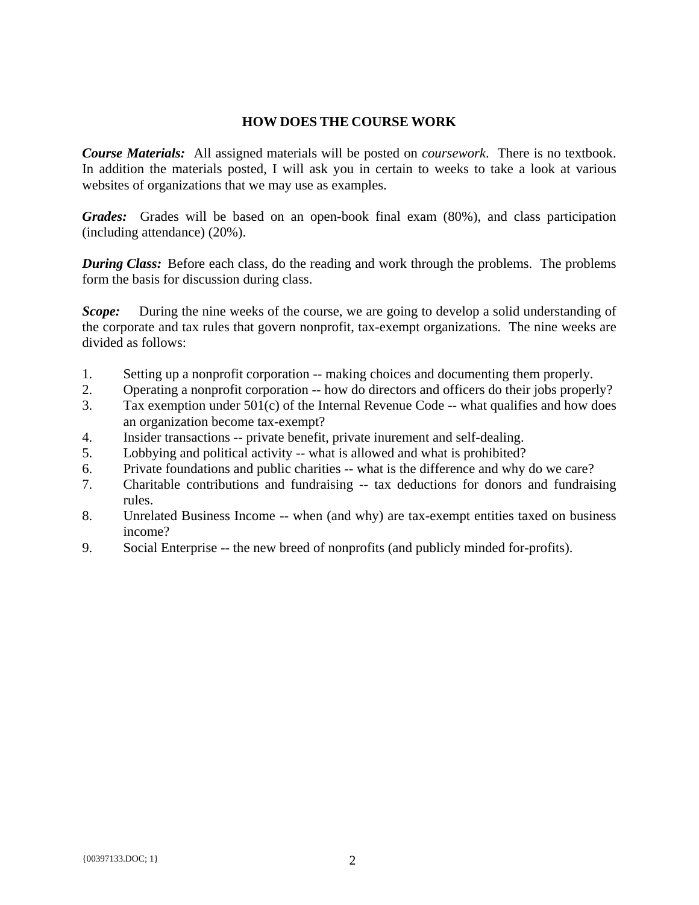## HOW DOES THE COURSE WORK

***Course Materials:*** All assigned materials will be posted on *coursework*. There is no textbook. In addition the materials posted, I will ask you in certain to weeks to take a look at various websites of organizations that we may use as examples.

***Grades:*** Grades will be based on an open-book final exam (80%), and class participation (including attendance) (20%).

***During Class:*** Before each class, do the reading and work through the problems. The problems form the basis for discussion during class.

***Scope:*** During the nine weeks of the course, we are going to develop a solid understanding of the corporate and tax rules that govern nonprofit, tax-exempt organizations. The nine weeks are divided as follows:

1. Setting up a nonprofit corporation -- making choices and documenting them properly.
2. Operating a nonprofit corporation -- how do directors and officers do their jobs properly?
3. Tax exemption under 501(c) of the Internal Revenue Code -- what qualifies and how does an organization become tax-exempt?
4. Insider transactions -- private benefit, private inurement and self-dealing.
5. Lobbying and political activity -- what is allowed and what is prohibited?
6. Private foundations and public charities -- what is the difference and why do we care?
7. Charitable contributions and fundraising -- tax deductions for donors and fundraising rules.
8. Unrelated Business Income -- when (and why) are tax-exempt entities taxed on business income?
9. Social Enterprise -- the new breed of nonprofits (and publicly minded for-profits).

{00397133.DOC; 1}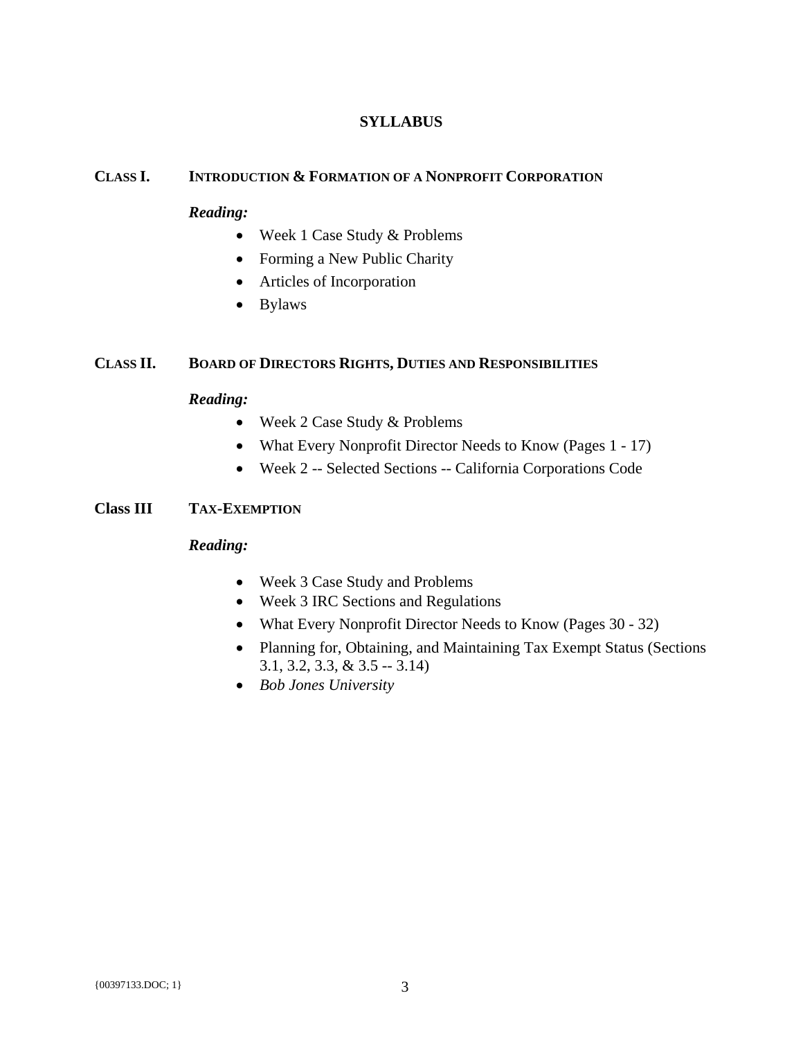# SYLLABUS

## CLASS I. INTRODUCTION & FORMATION OF A NONPROFIT CORPORATION

***Reading:***

- Week 1 Case Study & Problems
- Forming a New Public Charity
- Articles of Incorporation
- Bylaws

## CLASS II. BOARD OF DIRECTORS RIGHTS, DUTIES AND RESPONSIBILITIES

***Reading:***

- Week 2 Case Study & Problems
- What Every Nonprofit Director Needs to Know (Pages 1 - 17)
- Week 2 -- Selected Sections -- California Corporations Code

## Class III TAX-EXEMPTION

***Reading:***

- Week 3 Case Study and Problems
- Week 3 IRC Sections and Regulations
- What Every Nonprofit Director Needs to Know (Pages 30 - 32)
- Planning for, Obtaining, and Maintaining Tax Exempt Status (Sections 3.1, 3.2, 3.3, & 3.5 -- 3.14)
- *Bob Jones University*

{00397133.DOC; 1}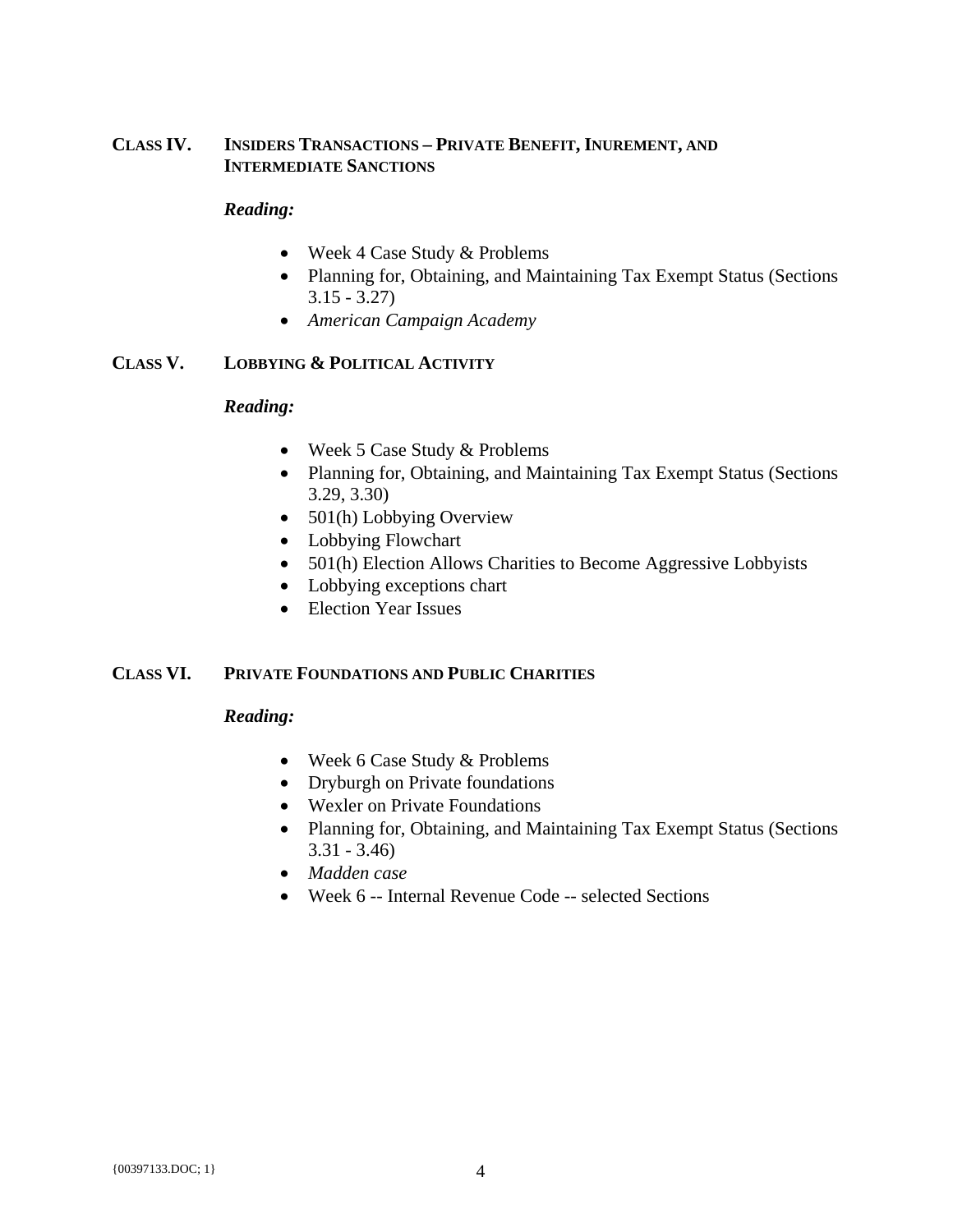## CLASS IV. INSIDERS TRANSACTIONS – PRIVATE BENEFIT, INUREMENT, AND INTERMEDIATE SANCTIONS

***Reading:***

- Week 4 Case Study & Problems
- Planning for, Obtaining, and Maintaining Tax Exempt Status (Sections 3.15 - 3.27)
- *American Campaign Academy*

## CLASS V. LOBBYING & POLITICAL ACTIVITY

***Reading:***

- Week 5 Case Study & Problems
- Planning for, Obtaining, and Maintaining Tax Exempt Status (Sections 3.29, 3.30)
- 501(h) Lobbying Overview
- Lobbying Flowchart
- 501(h) Election Allows Charities to Become Aggressive Lobbyists
- Lobbying exceptions chart
- Election Year Issues

## CLASS VI. PRIVATE FOUNDATIONS AND PUBLIC CHARITIES

***Reading:***

- Week 6 Case Study & Problems
- Dryburgh on Private foundations
- Wexler on Private Foundations
- Planning for, Obtaining, and Maintaining Tax Exempt Status (Sections 3.31 - 3.46)
- *Madden case*
- Week 6 -- Internal Revenue Code -- selected Sections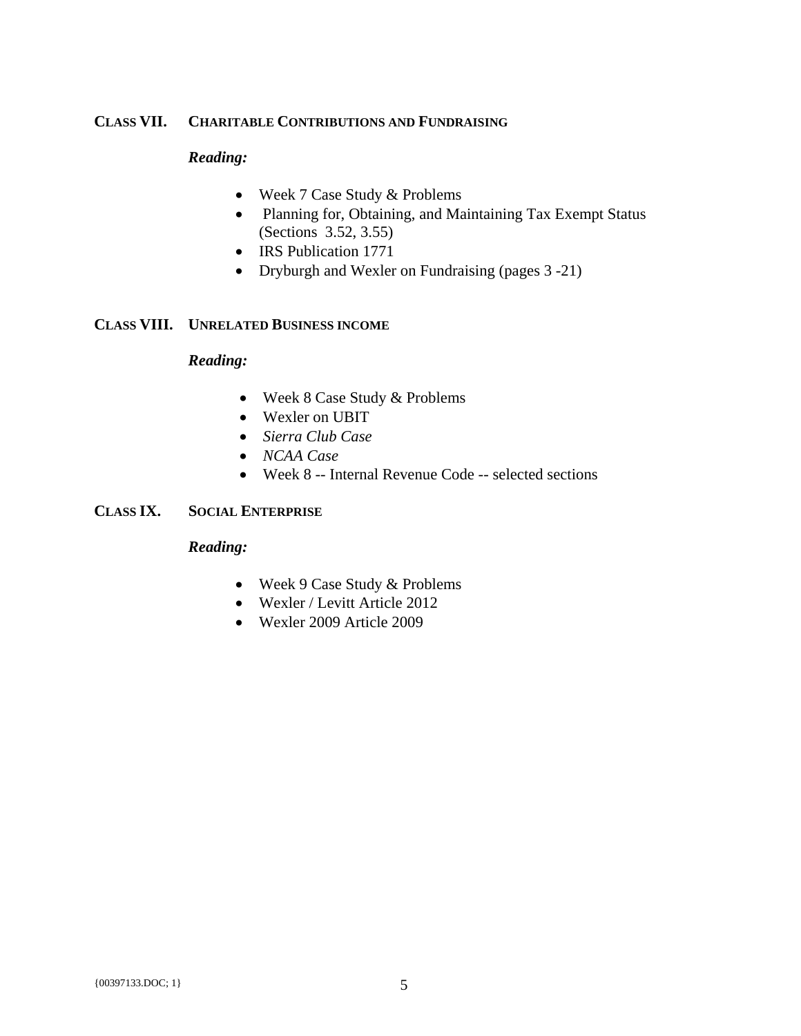## CLASS VII. CHARITABLE CONTRIBUTIONS AND FUNDRAISING

***Reading:***

- Week 7 Case Study & Problems
- Planning for, Obtaining, and Maintaining Tax Exempt Status (Sections 3.52, 3.55)
- IRS Publication 1771
- Dryburgh and Wexler on Fundraising (pages 3 -21)

## CLASS VIII. UNRELATED BUSINESS INCOME

***Reading:***

- Week 8 Case Study & Problems
- Wexler on UBIT
- *Sierra Club Case*
- *NCAA Case*
- Week 8 -- Internal Revenue Code -- selected sections

## CLASS IX. SOCIAL ENTERPRISE

***Reading:***

- Week 9 Case Study & Problems
- Wexler / Levitt Article 2012
- Wexler 2009 Article 2009